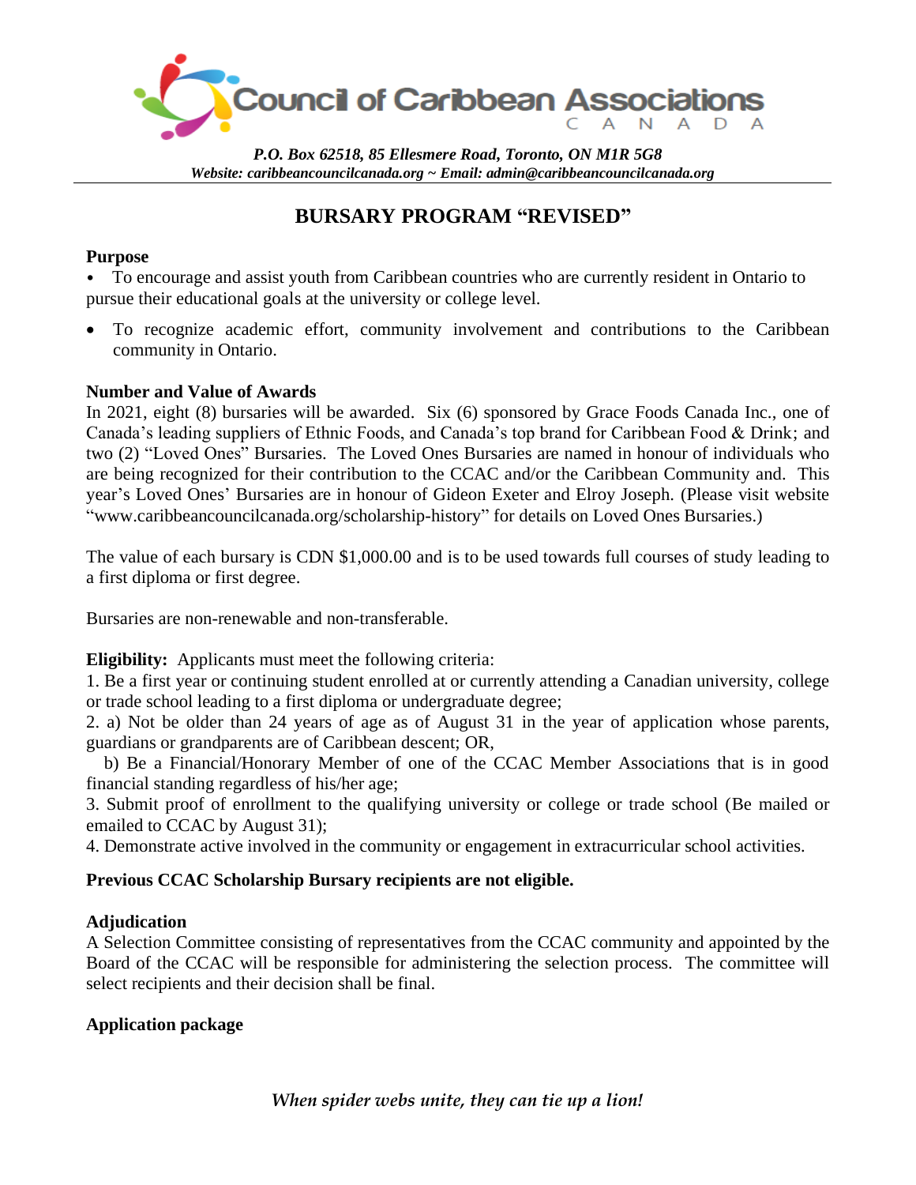# Council of Caribbean Associations CANADA

*P.O. Box 62518, 85 Ellesmere Road, Toronto, ON M1R 5G8*
*Website: caribbeancouncilcanada.org ~ Email: admin@caribbeancouncilcanada.org*

## BURSARY PROGRAM "REVISED"

**Purpose**

- To encourage and assist youth from Caribbean countries who are currently resident in Ontario to pursue their educational goals at the university or college level.
- To recognize academic effort, community involvement and contributions to the Caribbean community in Ontario.

**Number and Value of Awards**

In 2021, eight (8) bursaries will be awarded. Six (6) sponsored by Grace Foods Canada Inc., one of Canada's leading suppliers of Ethnic Foods, and Canada's top brand for Caribbean Food & Drink; and two (2) "Loved Ones" Bursaries. The Loved Ones Bursaries are named in honour of individuals who are being recognized for their contribution to the CCAC and/or the Caribbean Community and. This year's Loved Ones' Bursaries are in honour of Gideon Exeter and Elroy Joseph. (Please visit website "www.caribbeancouncilcanada.org/scholarship-history" for details on Loved Ones Bursaries.)

The value of each bursary is CDN $1,000.00 and is to be used towards full courses of study leading to a first diploma or first degree.

Bursaries are non-renewable and non-transferable.

**Eligibility:** Applicants must meet the following criteria:

1. Be a first year or continuing student enrolled at or currently attending a Canadian university, college or trade school leading to a first diploma or undergraduate degree;
2. a) Not be older than 24 years of age as of August 31 in the year of application whose parents, guardians or grandparents are of Caribbean descent; OR,
   b) Be a Financial/Honorary Member of one of the CCAC Member Associations that is in good financial standing regardless of his/her age;
3. Submit proof of enrollment to the qualifying university or college or trade school (Be mailed or emailed to CCAC by August 31);
4. Demonstrate active involved in the community or engagement in extracurricular school activities.

**Previous CCAC Scholarship Bursary recipients are not eligible.**

**Adjudication**

A Selection Committee consisting of representatives from the CCAC community and appointed by the Board of the CCAC will be responsible for administering the selection process. The committee will select recipients and their decision shall be final.

**Application package**

*When spider webs unite, they can tie up a lion!*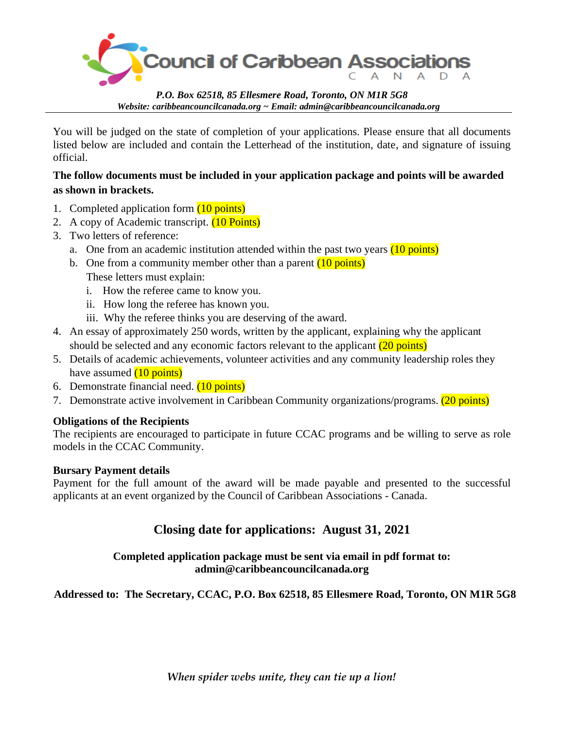# Council of Caribbean Associations CANADA

*P.O. Box 62518, 85 Ellesmere Road, Toronto, ON M1R 5G8*
*Website: caribbeancouncilcanada.org ~ Email: admin@caribbeancouncilcanada.org*

---

You will be judged on the state of completion of your applications. Please ensure that all documents listed below are included and contain the Letterhead of the institution, date, and signature of issuing official.

**The follow documents must be included in your application package and points will be awarded as shown in brackets.**

1. Completed application form (10 points)
2. A copy of Academic transcript. (10 Points)
3. Two letters of reference:
   a. One from an academic institution attended within the past two years (10 points)
   b. One from a community member other than a parent (10 points)
   These letters must explain:
      i. How the referee came to know you.
      ii. How long the referee has known you.
      iii. Why the referee thinks you are deserving of the award.
4. An essay of approximately 250 words, written by the applicant, explaining why the applicant should be selected and any economic factors relevant to the applicant (20 points)
5. Details of academic achievements, volunteer activities and any community leadership roles they have assumed (10 points)
6. Demonstrate financial need. (10 points)
7. Demonstrate active involvement in Caribbean Community organizations/programs. (20 points)

**Obligations of the Recipients**
The recipients are encouraged to participate in future CCAC programs and be willing to serve as role models in the CCAC Community.

**Bursary Payment details**
Payment for the full amount of the award will be made payable and presented to the successful applicants at an event organized by the Council of Caribbean Associations - Canada.

## Closing date for applications: August 31, 2021

**Completed application package must be sent via email in pdf format to: admin@caribbeancouncilcanada.org**

**Addressed to: The Secretary, CCAC, P.O. Box 62518, 85 Ellesmere Road, Toronto, ON M1R 5G8**

*When spider webs unite, they can tie up a lion!*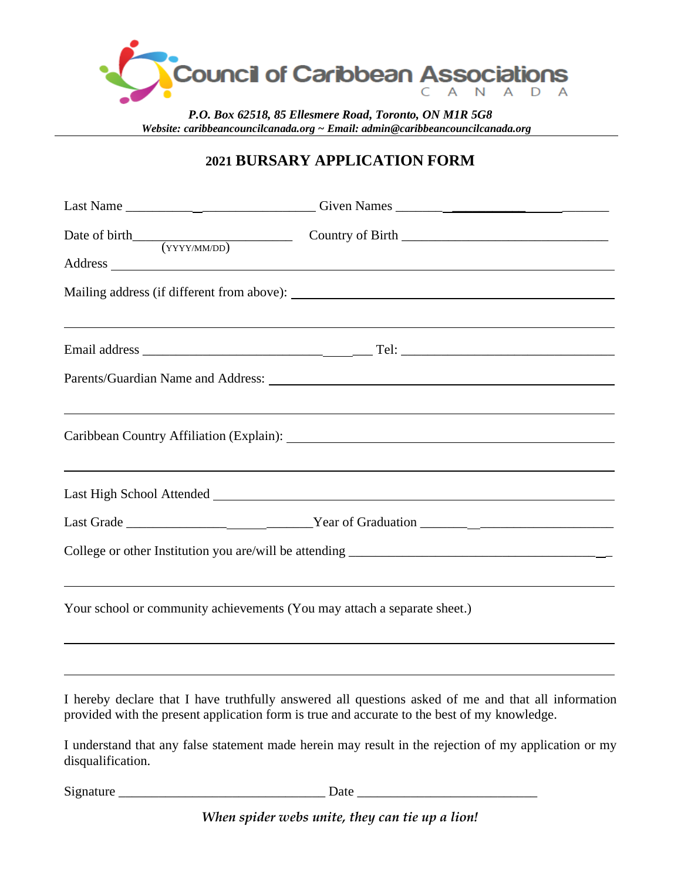**Council of Caribbean Associations**
**CANADA**

***P.O. Box 62518, 85 Ellesmere Road, Toronto, ON M1R 5G8***
***Website: caribbeancouncilcanada.org ~ Email: admin@caribbeancouncilcanada.org***

---

## 2021 BURSARY APPLICATION FORM

Last Name ____________________________ Given Names ______________________________

Date of birth________________________ (YYYY/MM/DD) Country of Birth ______________________________

Address ______________________________________________________________________

Mailing address (if different from above): ________________________________________

______________________________________________________________________________

Email address __________________________________ Tel: ______________________________

Parents/Guardian Name and Address: ____________________________________________

______________________________________________________________________________

Caribbean Country Affiliation (Explain): _________________________________________

______________________________________________________________________________

Last High School Attended ____________________________________________________

Last Grade ______________________________ Year of Graduation ______________________

College or other Institution you are/will be attending ______________________________

______________________________________________________________________________

Your school or community achievements (You may attach a separate sheet.)

______________________________________________________________________________

______________________________________________________________________________

I hereby declare that I have truthfully answered all questions asked of me and that all information provided with the present application form is true and accurate to the best of my knowledge.

I understand that any false statement made herein may result in the rejection of my application or my disqualification.

Signature ________________________________ Date ___________________________

*When spider webs unite, they can tie up a lion!*